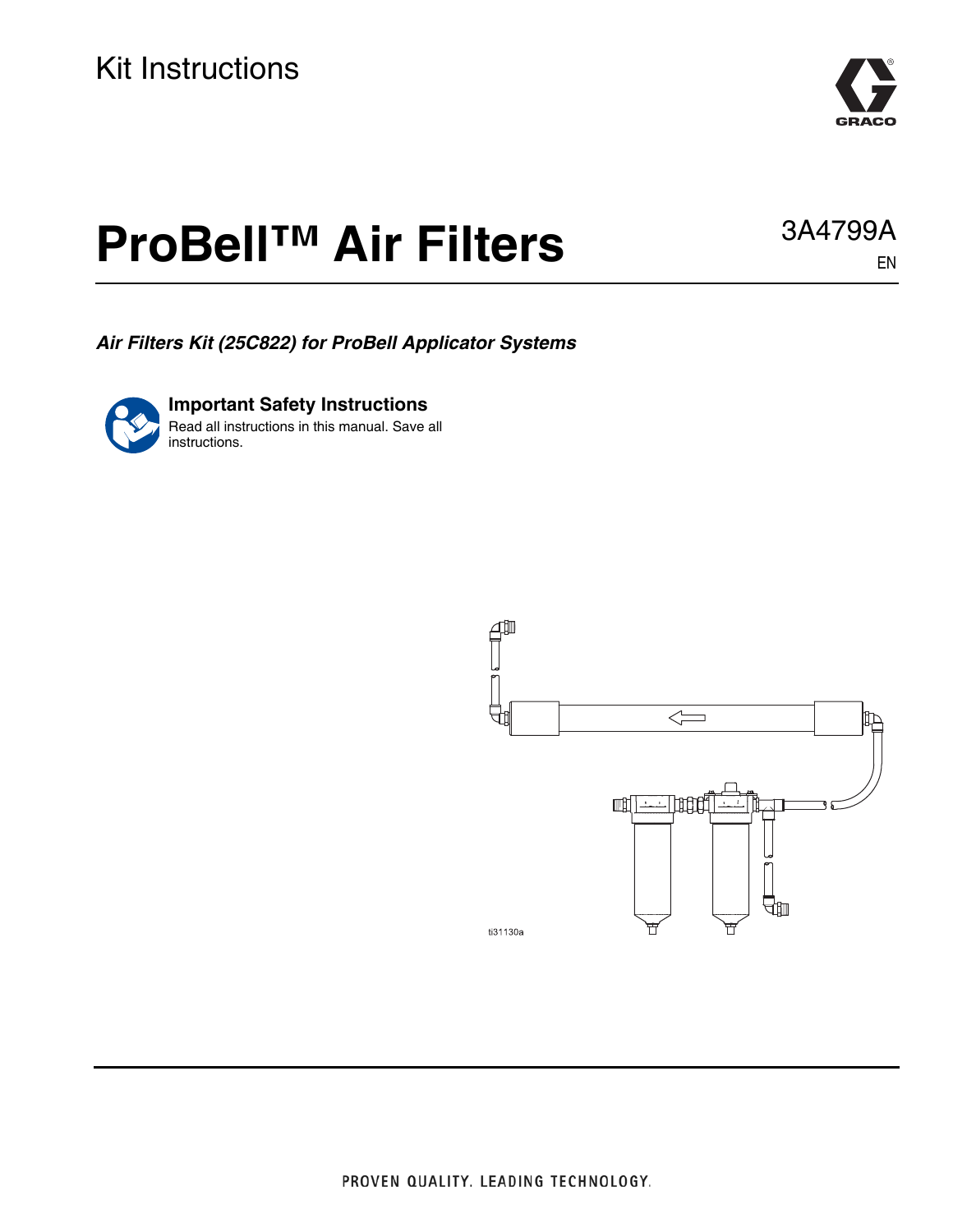Kit Instructions

# ProBell™ Air Filters

3A4799A

EN

***Air Filters Kit (25C822) for ProBell Applicator Systems***

**Important Safety Instructions**

Read all instructions in this manual. Save all instructions.

ti31130a

PROVEN QUALITY. LEADING TECHNOLOGY.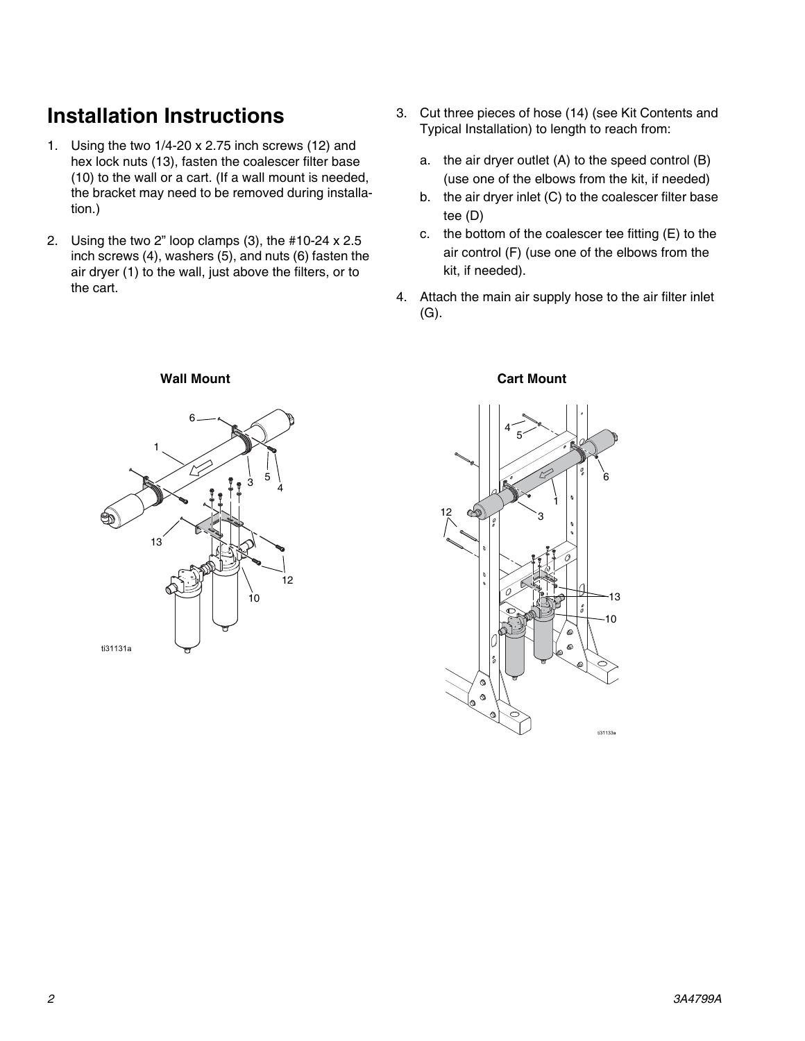## Installation Instructions

1. Using the two 1/4-20 x 2.75 inch screws (12) and hex lock nuts (13), fasten the coalescer filter base (10) to the wall or a cart. (If a wall mount is needed, the bracket may need to be removed during installation.)

2. Using the two 2” loop clamps (3), the #10-24 x 2.5 inch screws (4), washers (5), and nuts (6) fasten the air dryer (1) to the wall, just above the filters, or to the cart.

3. Cut three pieces of hose (14) (see Kit Contents and Typical Installation) to length to reach from:

   a. the air dryer outlet (A) to the speed control (B) (use one of the elbows from the kit, if needed)

   b. the air dryer inlet (C) to the coalescer filter base tee (D)

   c. the bottom of the coalescer tee fitting (E) to the air control (F) (use one of the elbows from the kit, if needed).

4. Attach the main air supply hose to the air filter inlet (G).

**Wall Mount**

**Cart Mount**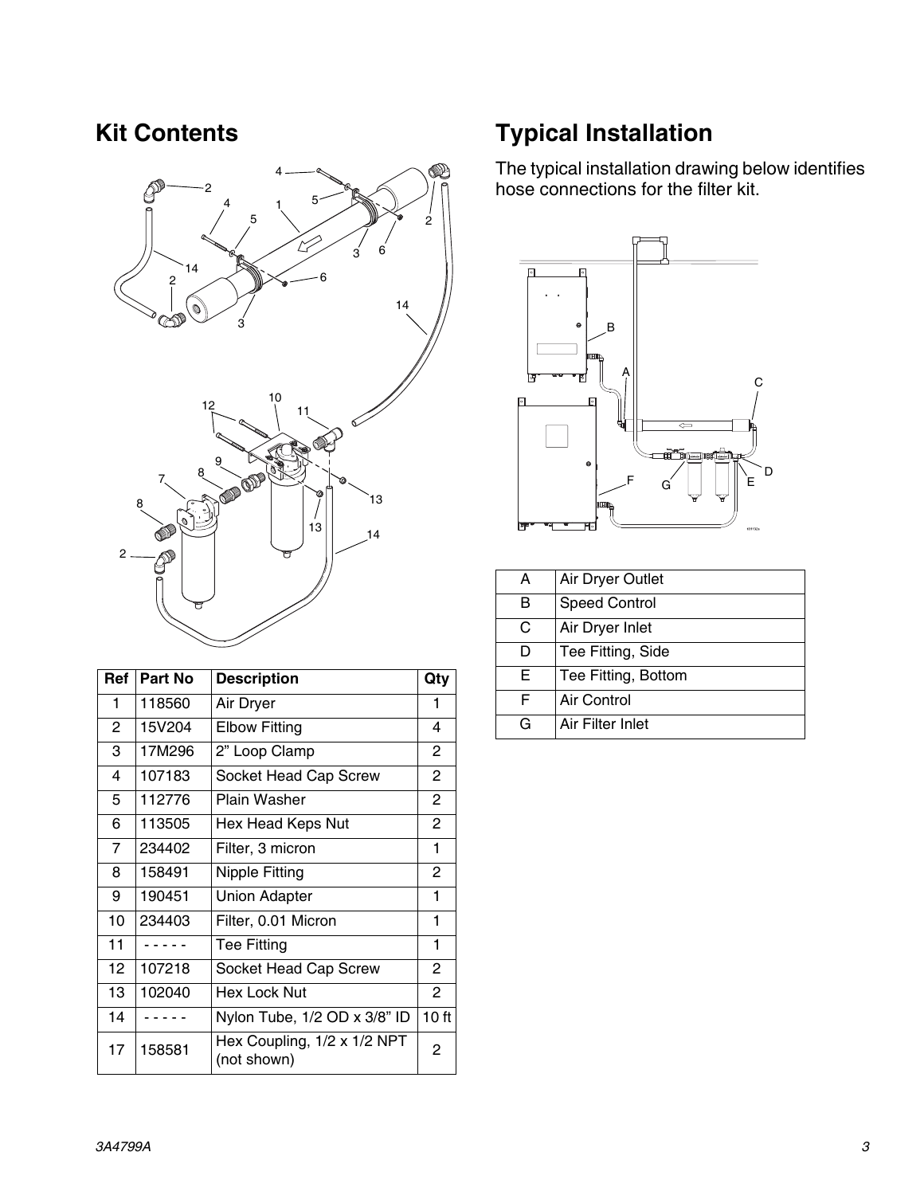## Kit Contents

| Ref | Part No | Description | Qty |
|---|---|---|---|
| 1 | 118560 | Air Dryer | 1 |
| 2 | 15V204 | Elbow Fitting | 4 |
| 3 | 17M296 | 2” Loop Clamp | 2 |
| 4 | 107183 | Socket Head Cap Screw | 2 |
| 5 | 112776 | Plain Washer | 2 |
| 6 | 113505 | Hex Head Keps Nut | 2 |
| 7 | 234402 | Filter, 3 micron | 1 |
| 8 | 158491 | Nipple Fitting | 2 |
| 9 | 190451 | Union Adapter | 1 |
| 10 | 234403 | Filter, 0.01 Micron | 1 |
| 11 | - - - - - | Tee Fitting | 1 |
| 12 | 107218 | Socket Head Cap Screw | 2 |
| 13 | 102040 | Hex Lock Nut | 2 |
| 14 | - - - - - | Nylon Tube, 1/2 OD x 3/8” ID | 10 ft |
| 17 | 158581 | Hex Coupling, 1/2 x 1/2 NPT (not shown) | 2 |

## Typical Installation

The typical installation drawing below identifies hose connections for the filter kit.

| | |
|---|---|
| A | Air Dryer Outlet |
| B | Speed Control |
| C | Air Dryer Inlet |
| D | Tee Fitting, Side |
| E | Tee Fitting, Bottom |
| F | Air Control |
| G | Air Filter Inlet |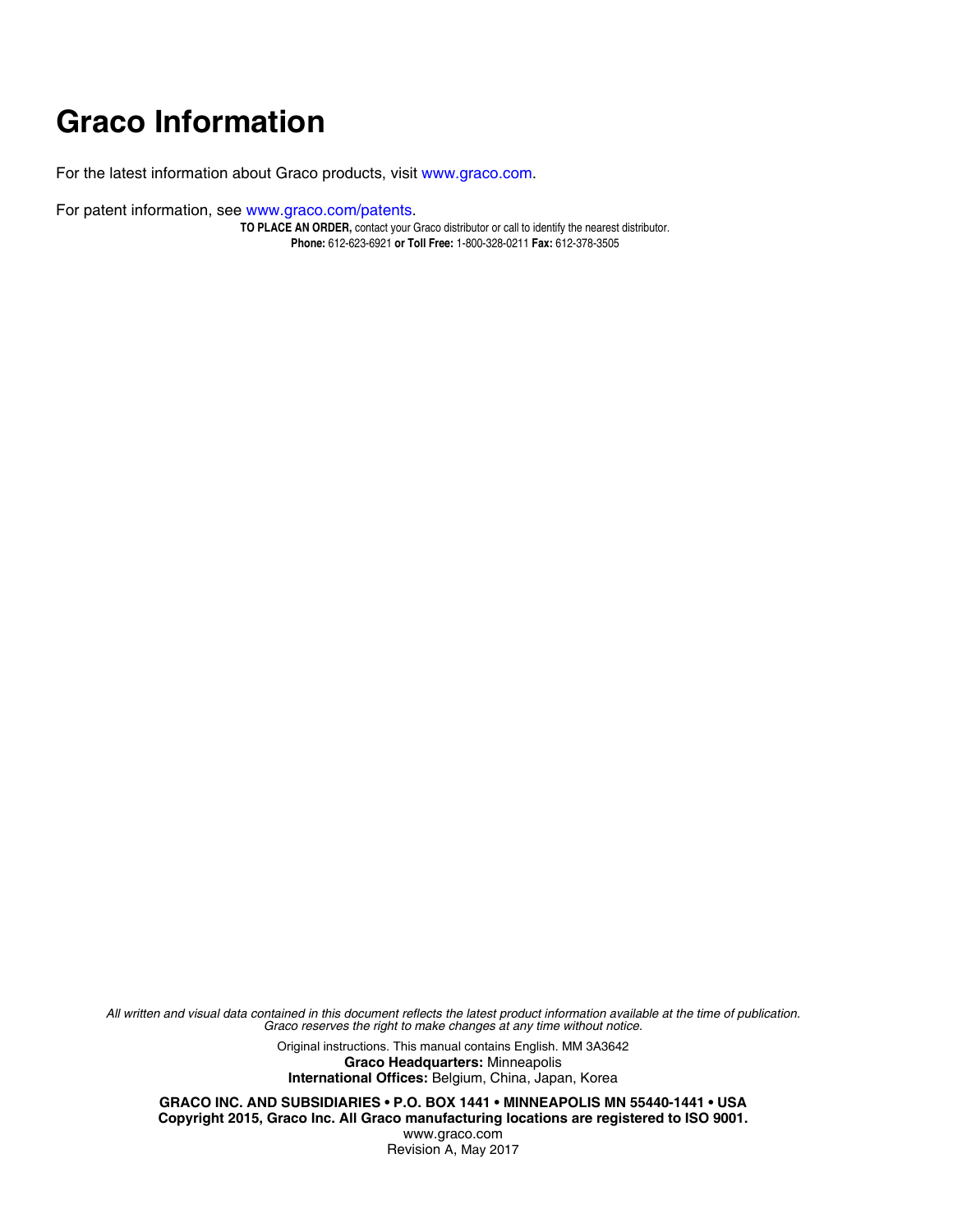# Graco Information

For the latest information about Graco products, visit www.graco.com.

For patent information, see www.graco.com/patents.

**TO PLACE AN ORDER,** contact your Graco distributor or call to identify the nearest distributor.
**Phone:** 612-623-6921 **or Toll Free:** 1-800-328-0211 **Fax:** 612-378-3505

*All written and visual data contained in this document reflects the latest product information available at the time of publication. Graco reserves the right to make changes at any time without notice.*

Original instructions. This manual contains English. MM 3A3642
**Graco Headquarters:** Minneapolis
**International Offices:** Belgium, China, Japan, Korea

**GRACO INC. AND SUBSIDIARIES • P.O. BOX 1441 • MINNEAPOLIS MN 55440-1441 • USA**
**Copyright 2015, Graco Inc. All Graco manufacturing locations are registered to ISO 9001.**
www.graco.com
Revision A, May 2017